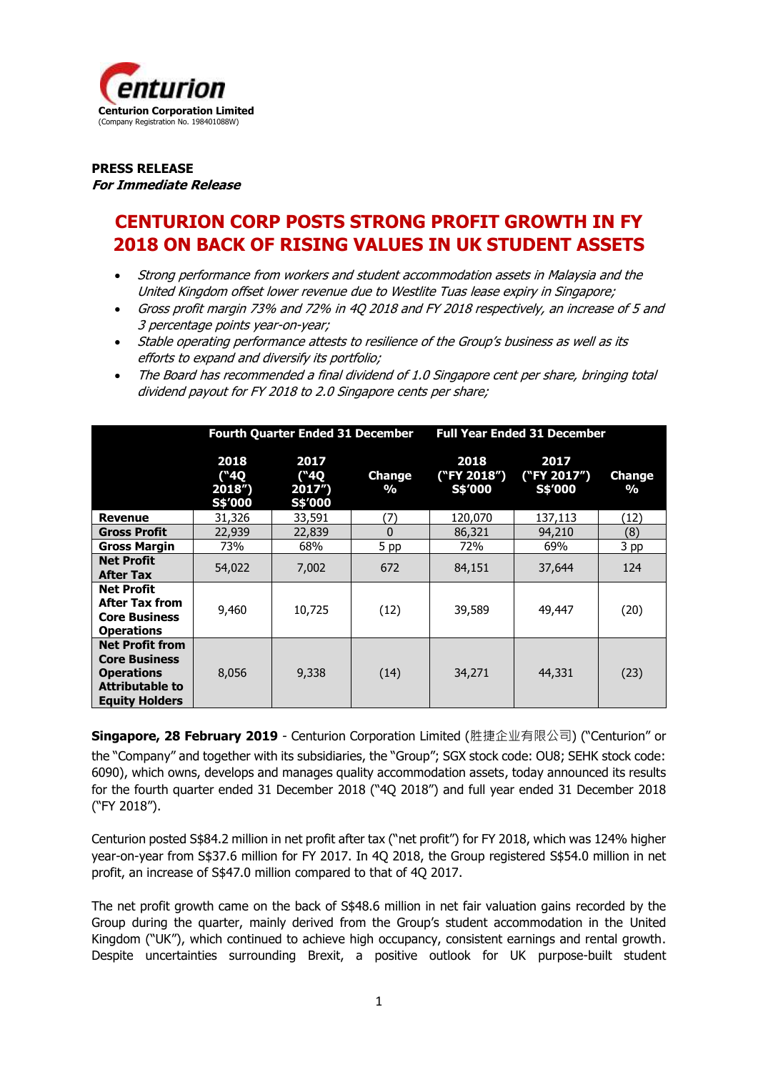Centurion Corporation Limited
(Company Registration No. 198401088W)

**PRESS RELEASE**
***For Immediate Release***

# CENTURION CORP POSTS STRONG PROFIT GROWTH IN FY 2018 ON BACK OF RISING VALUES IN UK STUDENT ASSETS

- *Strong performance from workers and student accommodation assets in Malaysia and the United Kingdom offset lower revenue due to Westlite Tuas lease expiry in Singapore;*
- *Gross profit margin 73% and 72% in 4Q 2018 and FY 2018 respectively, an increase of 5 and 3 percentage points year-on-year;*
- *Stable operating performance attests to resilience of the Group's business as well as its efforts to expand and diversify its portfolio;*
- *The Board has recommended a final dividend of 1.0 Singapore cent per share, bringing total dividend payout for FY 2018 to 2.0 Singapore cents per share;*

| | Fourth Quarter Ended 31 December | | | Full Year Ended 31 December | | |
|---|---|---|---|---|---|---|
| | 2018 ("4Q 2018") S$'000 | 2017 ("4Q 2017") S$'000 | Change % | 2018 ("FY 2018") S$'000 | 2017 ("FY 2017") S$'000 | Change % |
| **Revenue** | 31,326 | 33,591 | (7) | 120,070 | 137,113 | (12) |
| **Gross Profit** | 22,939 | 22,839 | 0 | 86,321 | 94,210 | (8) |
| **Gross Margin** | 73% | 68% | 5 pp | 72% | 69% | 3 pp |
| **Net Profit After Tax** | 54,022 | 7,002 | 672 | 84,151 | 37,644 | 124 |
| **Net Profit After Tax from Core Business Operations** | 9,460 | 10,725 | (12) | 39,589 | 49,447 | (20) |
| **Net Profit from Core Business Operations Attributable to Equity Holders** | 8,056 | 9,338 | (14) | 34,271 | 44,331 | (23) |

**Singapore, 28 February 2019** - Centurion Corporation Limited (胜捷企业有限公司) ("Centurion" or the "Company" and together with its subsidiaries, the "Group"; SGX stock code: OU8; SEHK stock code: 6090), which owns, develops and manages quality accommodation assets, today announced its results for the fourth quarter ended 31 December 2018 ("4Q 2018") and full year ended 31 December 2018 ("FY 2018").

Centurion posted S$84.2 million in net profit after tax ("net profit") for FY 2018, which was 124% higher year-on-year from S$37.6 million for FY 2017. In 4Q 2018, the Group registered S$54.0 million in net profit, an increase of S$47.0 million compared to that of 4Q 2017.

The net profit growth came on the back of S$48.6 million in net fair valuation gains recorded by the Group during the quarter, mainly derived from the Group's student accommodation in the United Kingdom ("UK"), which continued to achieve high occupancy, consistent earnings and rental growth. Despite uncertainties surrounding Brexit, a positive outlook for UK purpose-built student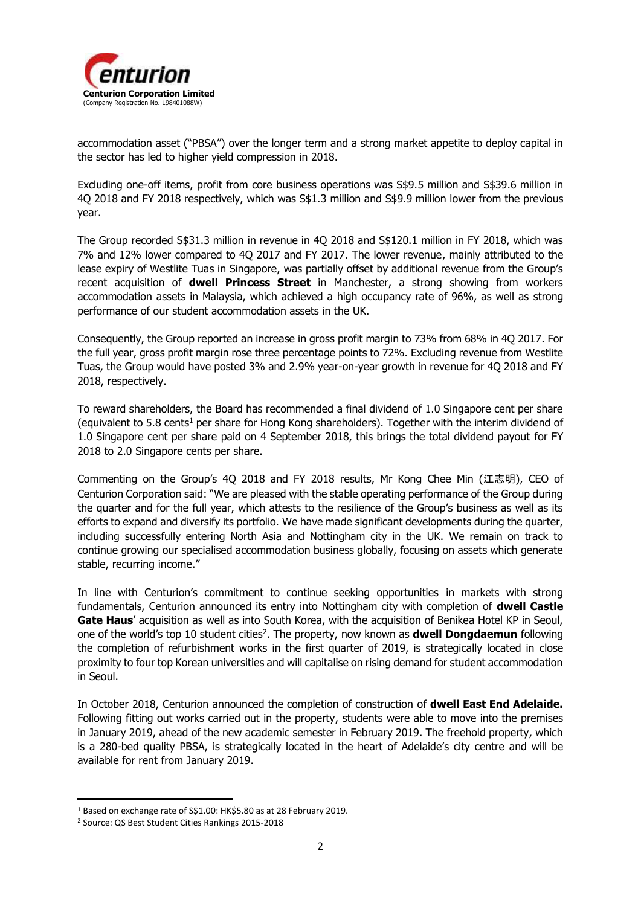accommodation asset ("PBSA") over the longer term and a strong market appetite to deploy capital in the sector has led to higher yield compression in 2018.

Excluding one-off items, profit from core business operations was S$9.5 million and S$39.6 million in 4Q 2018 and FY 2018 respectively, which was S$1.3 million and S$9.9 million lower from the previous year.

The Group recorded S$31.3 million in revenue in 4Q 2018 and S$120.1 million in FY 2018, which was 7% and 12% lower compared to 4Q 2017 and FY 2017. The lower revenue, mainly attributed to the lease expiry of Westlite Tuas in Singapore, was partially offset by additional revenue from the Group's recent acquisition of **dwell Princess Street** in Manchester, a strong showing from workers accommodation assets in Malaysia, which achieved a high occupancy rate of 96%, as well as strong performance of our student accommodation assets in the UK.

Consequently, the Group reported an increase in gross profit margin to 73% from 68% in 4Q 2017. For the full year, gross profit margin rose three percentage points to 72%. Excluding revenue from Westlite Tuas, the Group would have posted 3% and 2.9% year-on-year growth in revenue for 4Q 2018 and FY 2018, respectively.

To reward shareholders, the Board has recommended a final dividend of 1.0 Singapore cent per share (equivalent to 5.8 cents[1] per share for Hong Kong shareholders). Together with the interim dividend of 1.0 Singapore cent per share paid on 4 September 2018, this brings the total dividend payout for FY 2018 to 2.0 Singapore cents per share.

Commenting on the Group's 4Q 2018 and FY 2018 results, Mr Kong Chee Min (江志明), CEO of Centurion Corporation said: "We are pleased with the stable operating performance of the Group during the quarter and for the full year, which attests to the resilience of the Group's business as well as its efforts to expand and diversify its portfolio. We have made significant developments during the quarter, including successfully entering North Asia and Nottingham city in the UK. We remain on track to continue growing our specialised accommodation business globally, focusing on assets which generate stable, recurring income."

In line with Centurion's commitment to continue seeking opportunities in markets with strong fundamentals, Centurion announced its entry into Nottingham city with completion of **dwell Castle Gate Haus**' acquisition as well as into South Korea, with the acquisition of Benikea Hotel KP in Seoul, one of the world's top 10 student cities[2]. The property, now known as **dwell Dongdaemun** following the completion of refurbishment works in the first quarter of 2019, is strategically located in close proximity to four top Korean universities and will capitalise on rising demand for student accommodation in Seoul.

In October 2018, Centurion announced the completion of construction of **dwell East End Adelaide.** Following fitting out works carried out in the property, students were able to move into the premises in January 2019, ahead of the new academic semester in February 2019. The freehold property, which is a 280-bed quality PBSA, is strategically located in the heart of Adelaide's city centre and will be available for rent from January 2019.

[1] Based on exchange rate of S$1.00: HK$5.80 as at 28 February 2019.

[2] Source: QS Best Student Cities Rankings 2015-2018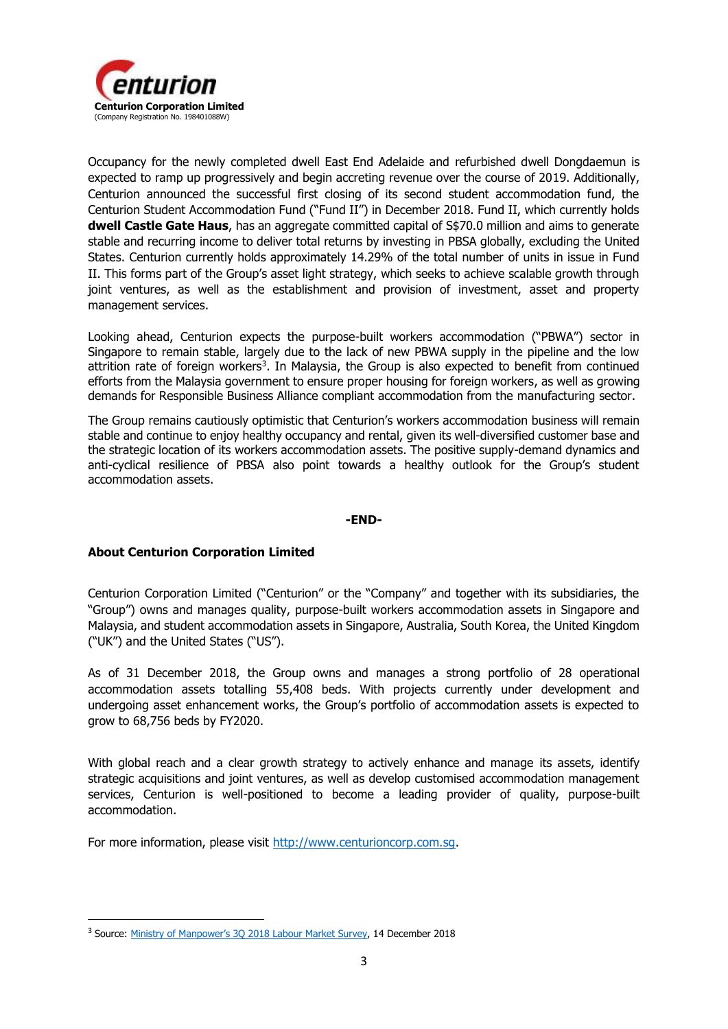Occupancy for the newly completed dwell East End Adelaide and refurbished dwell Dongdaemun is expected to ramp up progressively and begin accreting revenue over the course of 2019. Additionally, Centurion announced the successful first closing of its second student accommodation fund, the Centurion Student Accommodation Fund ("Fund II") in December 2018. Fund II, which currently holds **dwell Castle Gate Haus**, has an aggregate committed capital of S$70.0 million and aims to generate stable and recurring income to deliver total returns by investing in PBSA globally, excluding the United States. Centurion currently holds approximately 14.29% of the total number of units in issue in Fund II. This forms part of the Group's asset light strategy, which seeks to achieve scalable growth through joint ventures, as well as the establishment and provision of investment, asset and property management services.

Looking ahead, Centurion expects the purpose-built workers accommodation ("PBWA") sector in Singapore to remain stable, largely due to the lack of new PBWA supply in the pipeline and the low attrition rate of foreign workers[3]. In Malaysia, the Group is also expected to benefit from continued efforts from the Malaysia government to ensure proper housing for foreign workers, as well as growing demands for Responsible Business Alliance compliant accommodation from the manufacturing sector.

The Group remains cautiously optimistic that Centurion's workers accommodation business will remain stable and continue to enjoy healthy occupancy and rental, given its well-diversified customer base and the strategic location of its workers accommodation assets. The positive supply-demand dynamics and anti-cyclical resilience of PBSA also point towards a healthy outlook for the Group's student accommodation assets.

**-END-**

**About Centurion Corporation Limited**

Centurion Corporation Limited ("Centurion" or the "Company" and together with its subsidiaries, the "Group") owns and manages quality, purpose-built workers accommodation assets in Singapore and Malaysia, and student accommodation assets in Singapore, Australia, South Korea, the United Kingdom ("UK") and the United States ("US").

As of 31 December 2018, the Group owns and manages a strong portfolio of 28 operational accommodation assets totalling 55,408 beds. With projects currently under development and undergoing asset enhancement works, the Group's portfolio of accommodation assets is expected to grow to 68,756 beds by FY2020.

With global reach and a clear growth strategy to actively enhance and manage its assets, identify strategic acquisitions and joint ventures, as well as develop customised accommodation management services, Centurion is well-positioned to become a leading provider of quality, purpose-built accommodation.

For more information, please visit http://www.centurioncorp.com.sg.

[3] Source: Ministry of Manpower's 3Q 2018 Labour Market Survey, 14 December 2018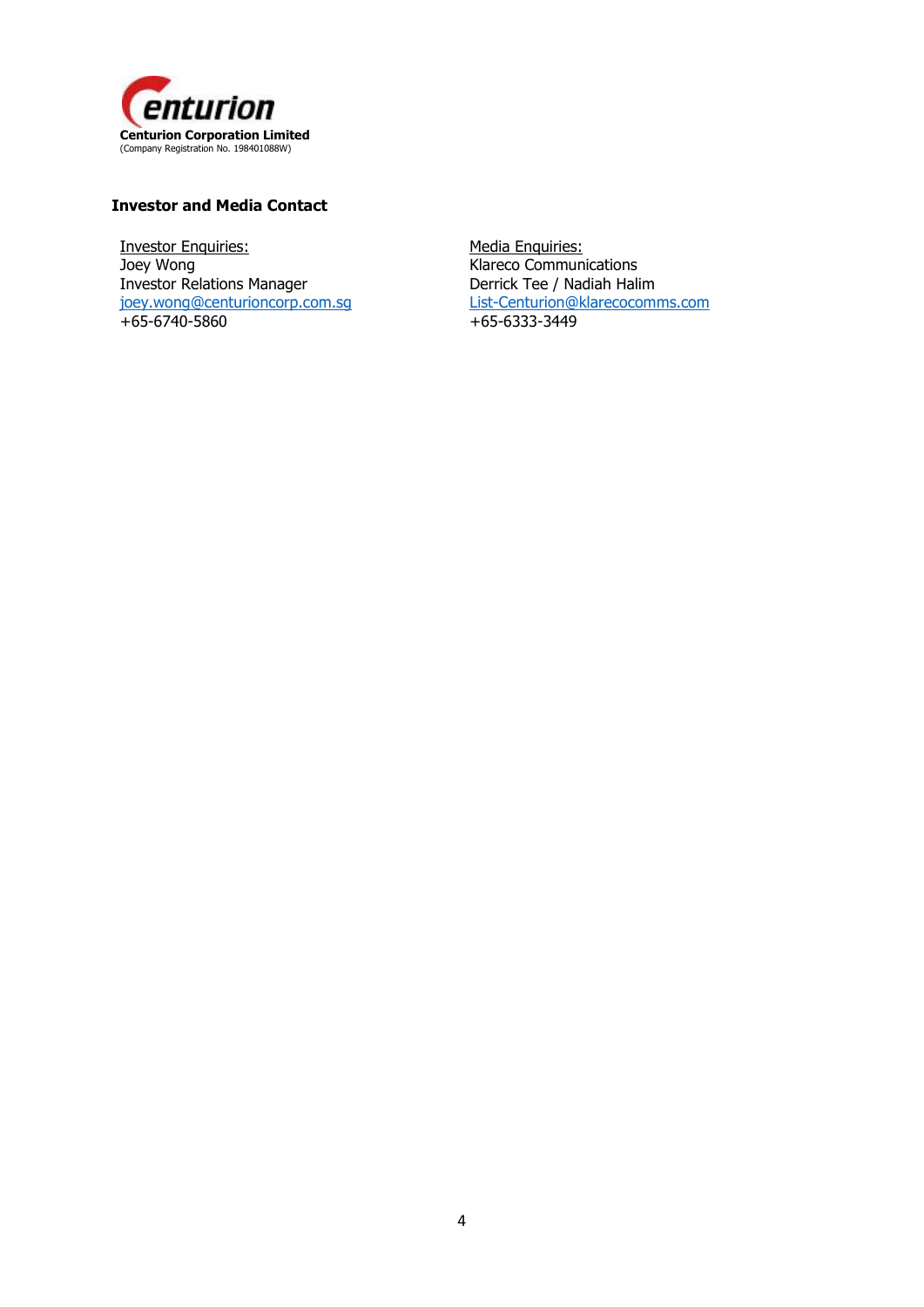**Centurion Corporation Limited**
(Company Registration No. 198401088W)

**Investor and Media Contact**

Investor Enquiries:
Joey Wong
Investor Relations Manager
joey.wong@centurioncorp.com.sg
+65-6740-5860

Media Enquiries:
Klareco Communications
Derrick Tee / Nadiah Halim
List-Centurion@klarecocomms.com
+65-6333-3449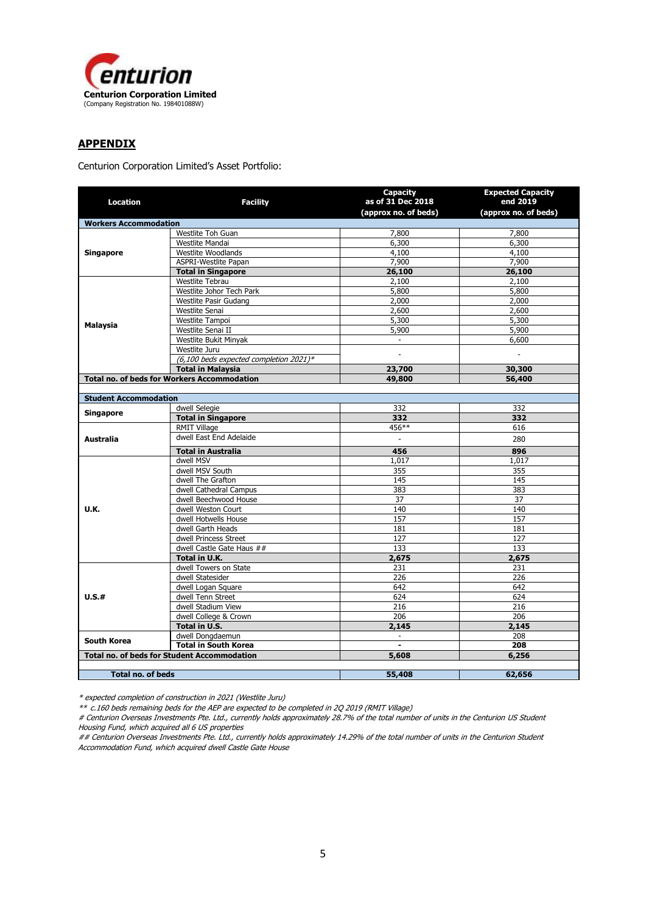Centurion Corporation Limited
(Company Registration No. 198401088W)

## APPENDIX

Centurion Corporation Limited's Asset Portfolio:

| Location | Facility | Capacity as of 31 Dec 2018 (approx no. of beds) | Expected Capacity end 2019 (approx no. of beds) |
|---|---|---|---|
| **Workers Accommodation** | | | |
| **Singapore** | Westlite Toh Guan | 7,800 | 7,800 |
| | Westlite Mandai | 6,300 | 6,300 |
| | Westlite Woodlands | 4,100 | 4,100 |
| | ASPRI-Westlite Papan | 7,900 | 7,900 |
| | **Total in Singapore** | **26,100** | **26,100** |
| **Malaysia** | Westlite Tebrau | 2,100 | 2,100 |
| | Westlite Johor Tech Park | 5,800 | 5,800 |
| | Westlite Pasir Gudang | 2,000 | 2,000 |
| | Westlite Senai | 2,600 | 2,600 |
| | Westlite Tampoi | 5,300 | 5,300 |
| | Westlite Senai II | 5,900 | 5,900 |
| | Westlite Bukit Minyak | - | 6,600 |
| | Westlite Juru *(6,100 beds expected completion 2021)\** | - | - |
| | **Total in Malaysia** | **23,700** | **30,300** |
| **Total no. of beds for Workers Accommodation** | | **49,800** | **56,400** |
| **Student Accommodation** | | | |
| **Singapore** | dwell Selegie | 332 | 332 |
| | **Total in Singapore** | **332** | **332** |
| **Australia** | RMIT Village | 456** | 616 |
| | dwell East End Adelaide | - | 280 |
| | **Total in Australia** | **456** | **896** |
| **U.K.** | dwell MSV | 1,017 | 1,017 |
| | dwell MSV South | 355 | 355 |
| | dwell The Grafton | 145 | 145 |
| | dwell Cathedral Campus | 383 | 383 |
| | dwell Beechwood House | 37 | 37 |
| | dwell Weston Court | 140 | 140 |
| | dwell Hotwells House | 157 | 157 |
| | dwell Garth Heads | 181 | 181 |
| | dwell Princess Street | 127 | 127 |
| | dwell Castle Gate Haus ## | 133 | 133 |
| | **Total in U.K.** | **2,675** | **2,675** |
| **U.S.#** | dwell Towers on State | 231 | 231 |
| | dwell Statesider | 226 | 226 |
| | dwell Logan Square | 642 | 642 |
| | dwell Tenn Street | 624 | 624 |
| | dwell Stadium View | 216 | 216 |
| | dwell College & Crown | 206 | 206 |
| | **Total in U.S.** | **2,145** | **2,145** |
| **South Korea** | dwell Dongdaemun | - | 208 |
| | **Total in South Korea** | **-** | **208** |
| **Total no. of beds for Student Accommodation** | | **5,608** | **6,256** |
| **Total no. of beds** | | **55,408** | **62,656** |

*\* expected completion of construction in 2021 (Westlite Juru)*

*\*\* c.160 beds remaining beds for the AEP are expected to be completed in 2Q 2019 (RMIT Village)*

*# Centurion Overseas Investments Pte. Ltd., currently holds approximately 28.7% of the total number of units in the Centurion US Student Housing Fund, which acquired all 6 US properties*

*## Centurion Overseas Investments Pte. Ltd., currently holds approximately 14.29% of the total number of units in the Centurion Student Accommodation Fund, which acquired dwell Castle Gate House*